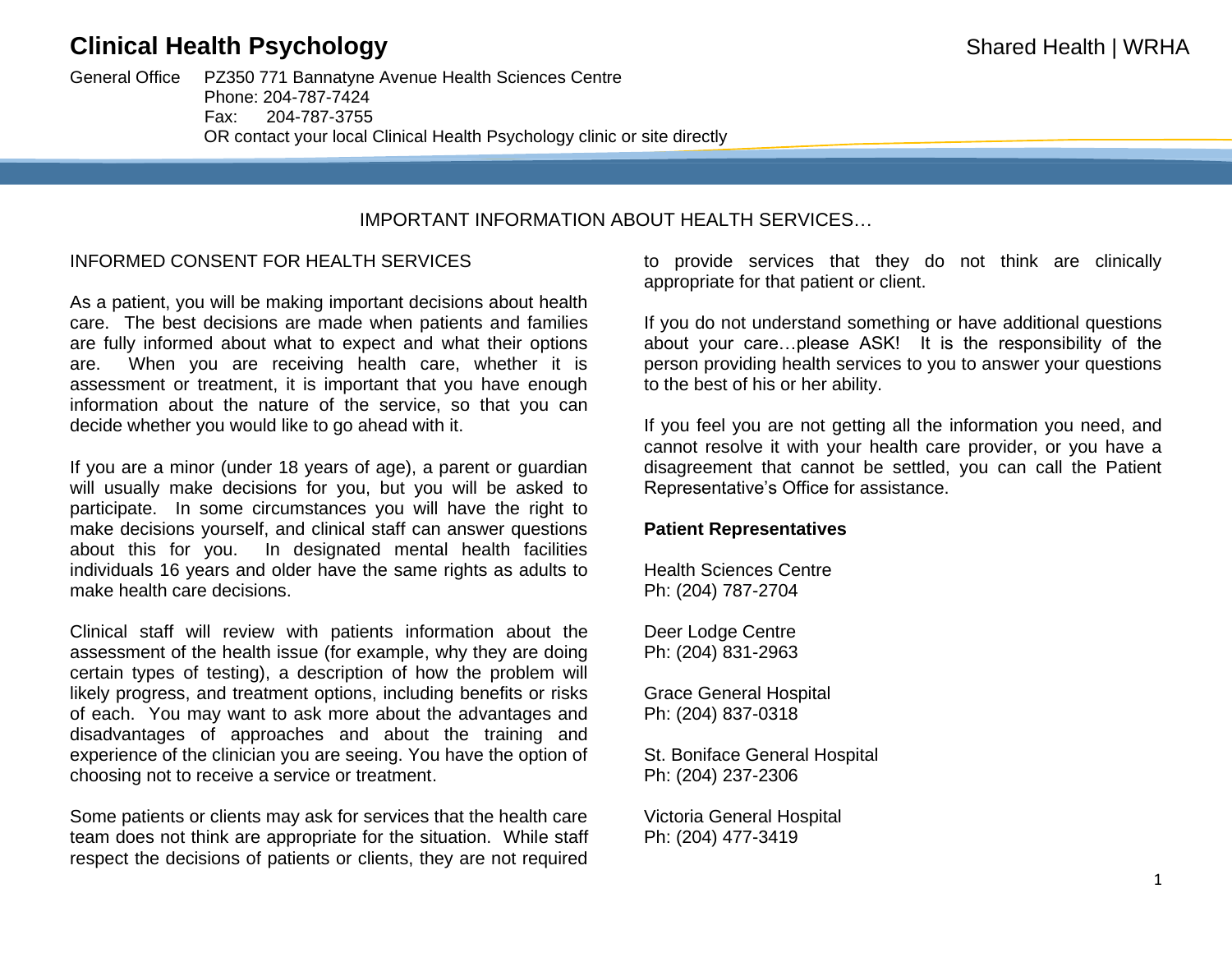# Clinical Health Psychology

Shared Health | WRHA

General Office PZ350 771 Bannatyne Avenue Health Sciences Centre
Phone: 204-787-7424
Fax: 204-787-3755
OR contact your local Clinical Health Psychology clinic or site directly

## IMPORTANT INFORMATION ABOUT HEALTH SERVICES…

### INFORMED CONSENT FOR HEALTH SERVICES

As a patient, you will be making important decisions about health care. The best decisions are made when patients and families are fully informed about what to expect and what their options are. When you are receiving health care, whether it is assessment or treatment, it is important that you have enough information about the nature of the service, so that you can decide whether you would like to go ahead with it.

If you are a minor (under 18 years of age), a parent or guardian will usually make decisions for you, but you will be asked to participate. In some circumstances you will have the right to make decisions yourself, and clinical staff can answer questions about this for you. In designated mental health facilities individuals 16 years and older have the same rights as adults to make health care decisions.

Clinical staff will review with patients information about the assessment of the health issue (for example, why they are doing certain types of testing), a description of how the problem will likely progress, and treatment options, including benefits or risks of each. You may want to ask more about the advantages and disadvantages of approaches and about the training and experience of the clinician you are seeing. You have the option of choosing not to receive a service or treatment.

Some patients or clients may ask for services that the health care team does not think are appropriate for the situation. While staff respect the decisions of patients or clients, they are not required to provide services that they do not think are clinically appropriate for that patient or client.

If you do not understand something or have additional questions about your care…please ASK! It is the responsibility of the person providing health services to you to answer your questions to the best of his or her ability.

If you feel you are not getting all the information you need, and cannot resolve it with your health care provider, or you have a disagreement that cannot be settled, you can call the Patient Representative's Office for assistance.

**Patient Representatives**

Health Sciences Centre
Ph: (204) 787-2704

Deer Lodge Centre
Ph: (204) 831-2963

Grace General Hospital
Ph: (204) 837-0318

St. Boniface General Hospital
Ph: (204) 237-2306

Victoria General Hospital
Ph: (204) 477-3419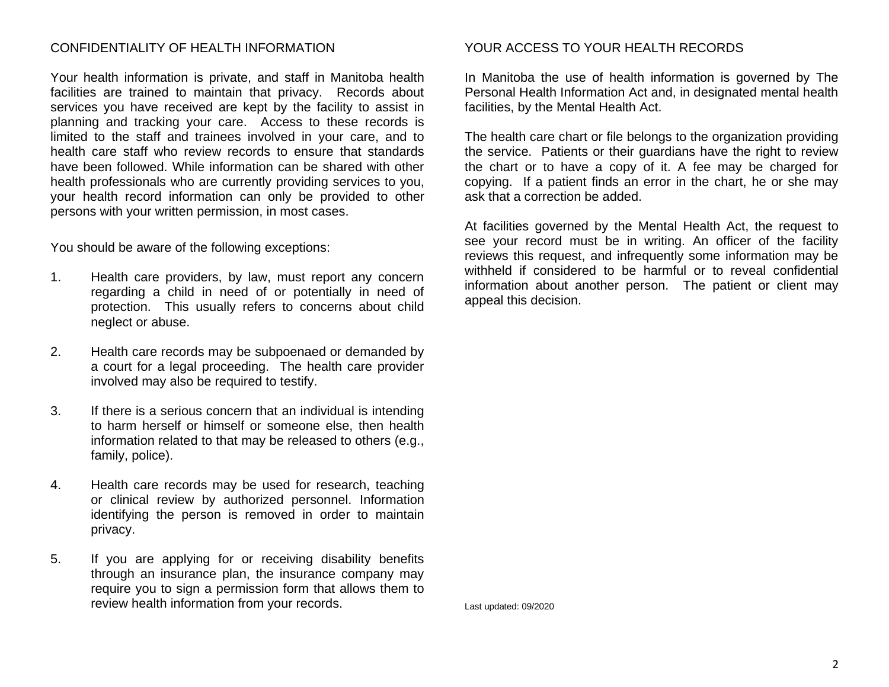## CONFIDENTIALITY OF HEALTH INFORMATION

Your health information is private, and staff in Manitoba health facilities are trained to maintain that privacy. Records about services you have received are kept by the facility to assist in planning and tracking your care. Access to these records is limited to the staff and trainees involved in your care, and to health care staff who review records to ensure that standards have been followed. While information can be shared with other health professionals who are currently providing services to you, your health record information can only be provided to other persons with your written permission, in most cases.

You should be aware of the following exceptions:

1. Health care providers, by law, must report any concern regarding a child in need of or potentially in need of protection. This usually refers to concerns about child neglect or abuse.

2. Health care records may be subpoenaed or demanded by a court for a legal proceeding. The health care provider involved may also be required to testify.

3. If there is a serious concern that an individual is intending to harm herself or himself or someone else, then health information related to that may be released to others (e.g., family, police).

4. Health care records may be used for research, teaching or clinical review by authorized personnel. Information identifying the person is removed in order to maintain privacy.

5. If you are applying for or receiving disability benefits through an insurance plan, the insurance company may require you to sign a permission form that allows them to review health information from your records.

## YOUR ACCESS TO YOUR HEALTH RECORDS

In Manitoba the use of health information is governed by The Personal Health Information Act and, in designated mental health facilities, by the Mental Health Act.

The health care chart or file belongs to the organization providing the service. Patients or their guardians have the right to review the chart or to have a copy of it. A fee may be charged for copying. If a patient finds an error in the chart, he or she may ask that a correction be added.

At facilities governed by the Mental Health Act, the request to see your record must be in writing. An officer of the facility reviews this request, and infrequently some information may be withheld if considered to be harmful or to reveal confidential information about another person. The patient or client may appeal this decision.

Last updated: 09/2020